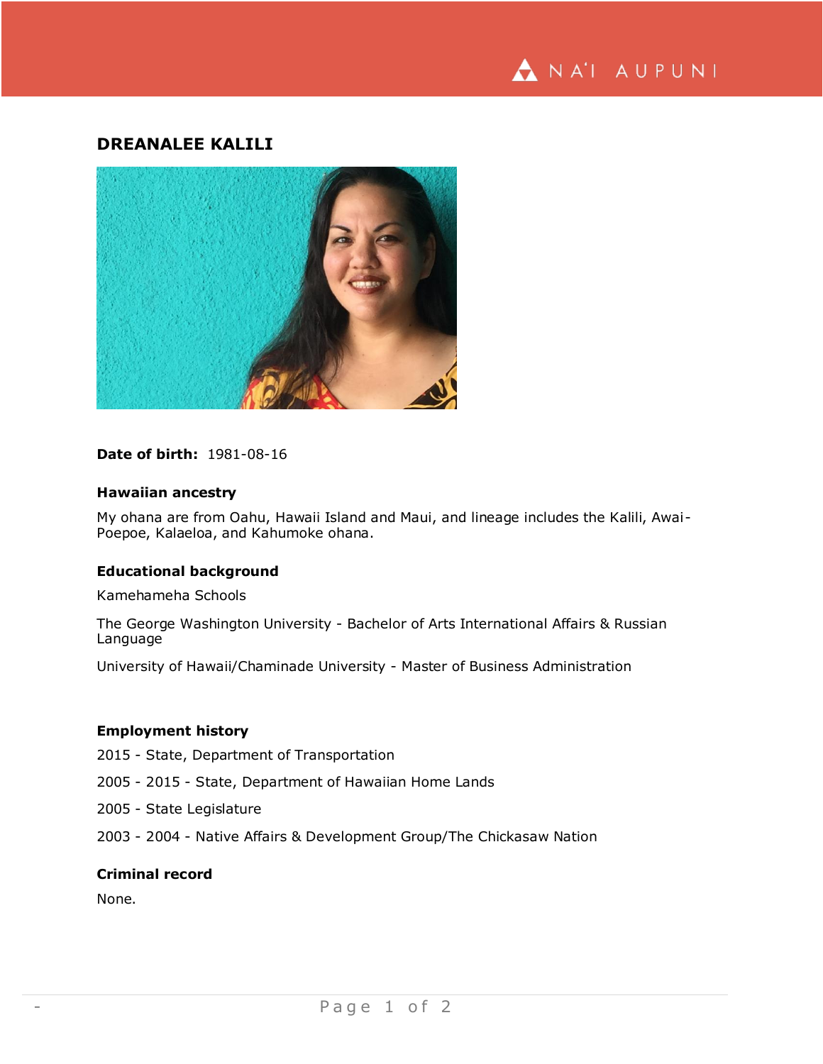# DREANALEE KALILI

**Date of birth:** 1981-08-16

### Hawaiian ancestry

My ohana are from Oahu, Hawaii Island and Maui, and lineage includes the Kalili, Awai-Poepoe, Kalaeloa, and Kahumoke ohana.

### Educational background

Kamehameha Schools

The George Washington University - Bachelor of Arts International Affairs & Russian Language

University of Hawaii/Chaminade University - Master of Business Administration

### Employment history

2015 - State, Department of Transportation

2005 - 2015 - State, Department of Hawaiian Home Lands

2005 - State Legislature

2003 - 2004 - Native Affairs & Development Group/The Chickasaw Nation

### Criminal record

None.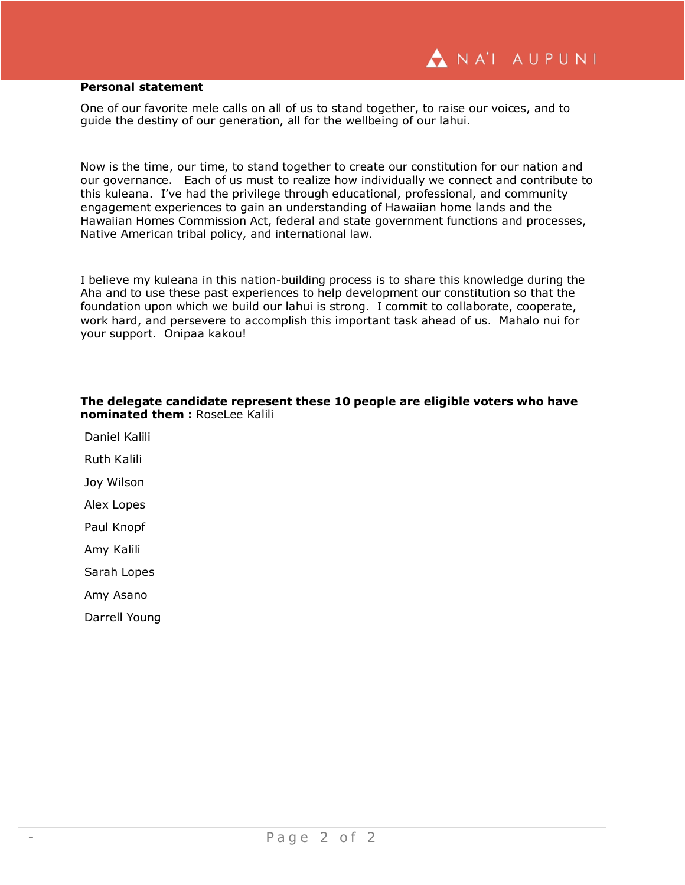**Personal statement**

One of our favorite mele calls on all of us to stand together, to raise our voices, and to guide the destiny of our generation, all for the wellbeing of our lahui.

Now is the time, our time, to stand together to create our constitution for our nation and our governance. Each of us must to realize how individually we connect and contribute to this kuleana. I've had the privilege through educational, professional, and community engagement experiences to gain an understanding of Hawaiian home lands and the Hawaiian Homes Commission Act, federal and state government functions and processes, Native American tribal policy, and international law.

I believe my kuleana in this nation-building process is to share this knowledge during the Aha and to use these past experiences to help development our constitution so that the foundation upon which we build our lahui is strong. I commit to collaborate, cooperate, work hard, and persevere to accomplish this important task ahead of us. Mahalo nui for your support. Onipaa kakou!

**The delegate candidate represent these 10 people are eligible voters who have nominated them :** RoseLee Kalili

Daniel Kalili

Ruth Kalili

Joy Wilson

Alex Lopes

Paul Knopf

Amy Kalili

Sarah Lopes

Amy Asano

Darrell Young